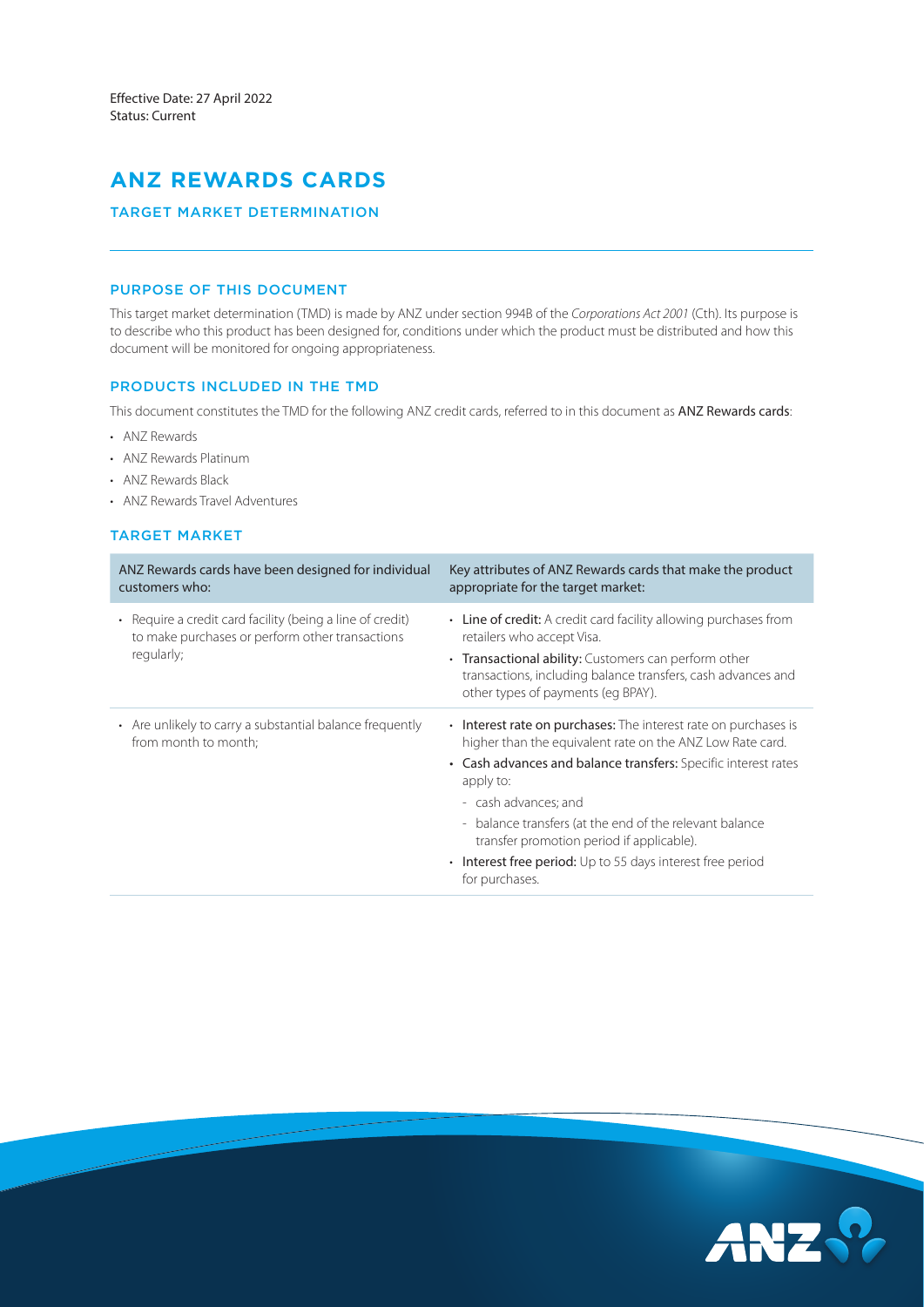Effective Date: 27 April 2022
Status: Current

# ANZ REWARDS CARDS

## TARGET MARKET DETERMINATION

### PURPOSE OF THIS DOCUMENT

This target market determination (TMD) is made by ANZ under section 994B of the *Corporations Act 2001* (Cth). Its purpose is to describe who this product has been designed for, conditions under which the product must be distributed and how this document will be monitored for ongoing appropriateness.

### PRODUCTS INCLUDED IN THE TMD

This document constitutes the TMD for the following ANZ credit cards, referred to in this document as **ANZ Rewards cards**:

- ANZ Rewards
- ANZ Rewards Platinum
- ANZ Rewards Black
- ANZ Rewards Travel Adventures

### TARGET MARKET

| ANZ Rewards cards have been designed for individual customers who: | Key attributes of ANZ Rewards cards that make the product appropriate for the target market: |
| --- | --- |
| • Require a credit card facility (being a line of credit) to make purchases or perform other transactions regularly; | • **Line of credit:** A credit card facility allowing purchases from retailers who accept Visa.<br>• **Transactional ability:** Customers can perform other transactions, including balance transfers, cash advances and other types of payments (eg BPAY). |
| • Are unlikely to carry a substantial balance frequently from month to month; | • **Interest rate on purchases:** The interest rate on purchases is higher than the equivalent rate on the ANZ Low Rate card.<br>• **Cash advances and balance transfers:** Specific interest rates apply to:<br>  - cash advances; and<br>  - balance transfers (at the end of the relevant balance transfer promotion period if applicable).<br>• **Interest free period:** Up to 55 days interest free period for purchases. |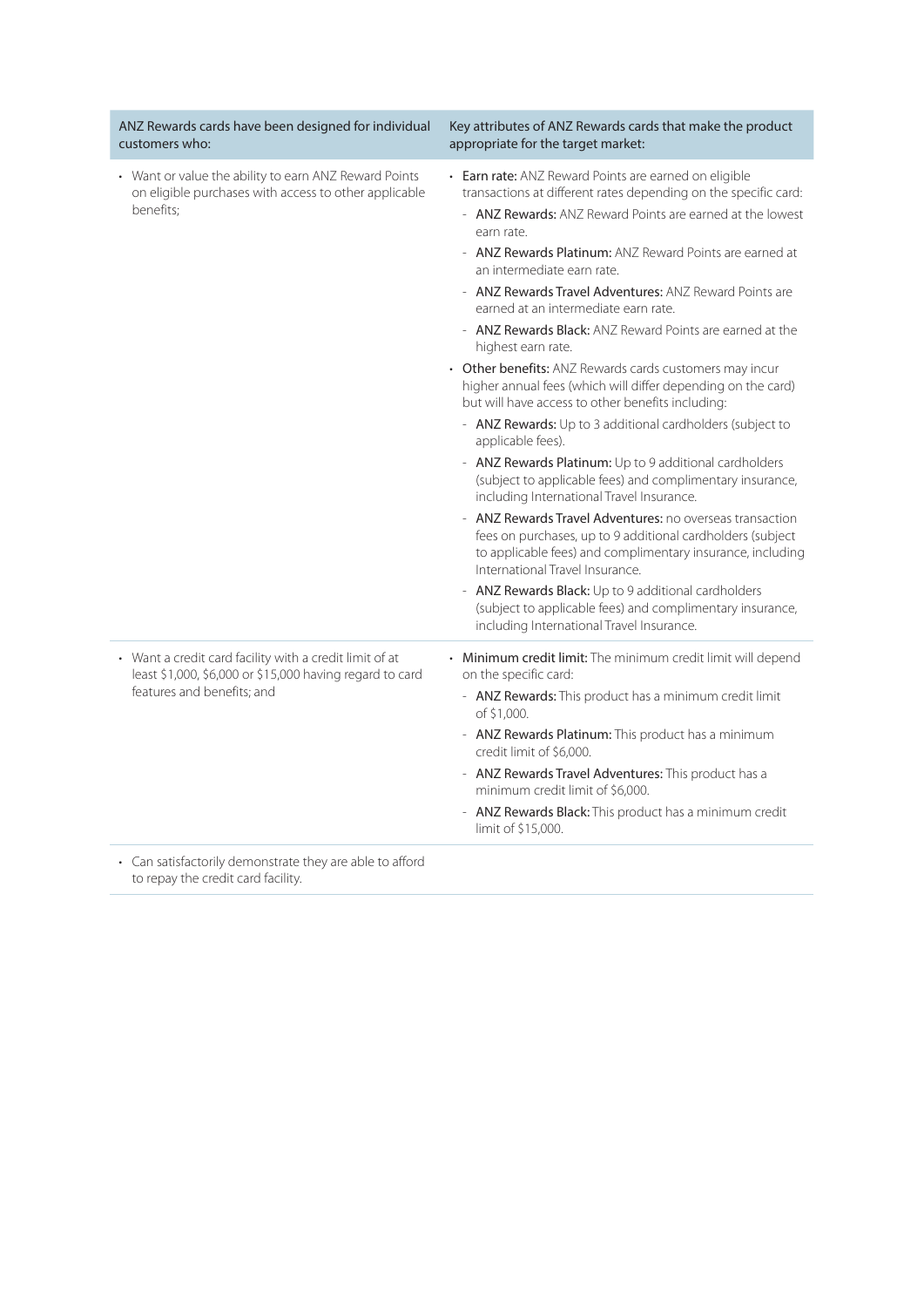| ANZ Rewards cards have been designed for individual customers who: | Key attributes of ANZ Rewards cards that make the product appropriate for the target market: |
|---|---|
| • Want or value the ability to earn ANZ Reward Points on eligible purchases with access to other applicable benefits; | • **Earn rate:** ANZ Reward Points are earned on eligible transactions at different rates depending on the specific card:<br>- **ANZ Rewards:** ANZ Reward Points are earned at the lowest earn rate.<br>- **ANZ Rewards Platinum:** ANZ Reward Points are earned at an intermediate earn rate.<br>- **ANZ Rewards Travel Adventures:** ANZ Reward Points are earned at an intermediate earn rate.<br>- **ANZ Rewards Black:** ANZ Reward Points are earned at the highest earn rate.<br>• **Other benefits:** ANZ Rewards cards customers may incur higher annual fees (which will differ depending on the card) but will have access to other benefits including:<br>- **ANZ Rewards:** Up to 3 additional cardholders (subject to applicable fees).<br>- **ANZ Rewards Platinum:** Up to 9 additional cardholders (subject to applicable fees) and complimentary insurance, including International Travel Insurance.<br>- **ANZ Rewards Travel Adventures:** no overseas transaction fees on purchases, up to 9 additional cardholders (subject to applicable fees) and complimentary insurance, including International Travel Insurance.<br>- **ANZ Rewards Black:** Up to 9 additional cardholders (subject to applicable fees) and complimentary insurance, including International Travel Insurance. |
| • Want a credit card facility with a credit limit of at least $1,000, $6,000 or $15,000 having regard to card features and benefits; and | • **Minimum credit limit:** The minimum credit limit will depend on the specific card:<br>- **ANZ Rewards:** This product has a minimum credit limit of $1,000.<br>- **ANZ Rewards Platinum:** This product has a minimum credit limit of $6,000.<br>- **ANZ Rewards Travel Adventures:** This product has a minimum credit limit of $6,000.<br>- **ANZ Rewards Black:** This product has a minimum credit limit of $15,000. |
| • Can satisfactorily demonstrate they are able to afford to repay the credit card facility. | |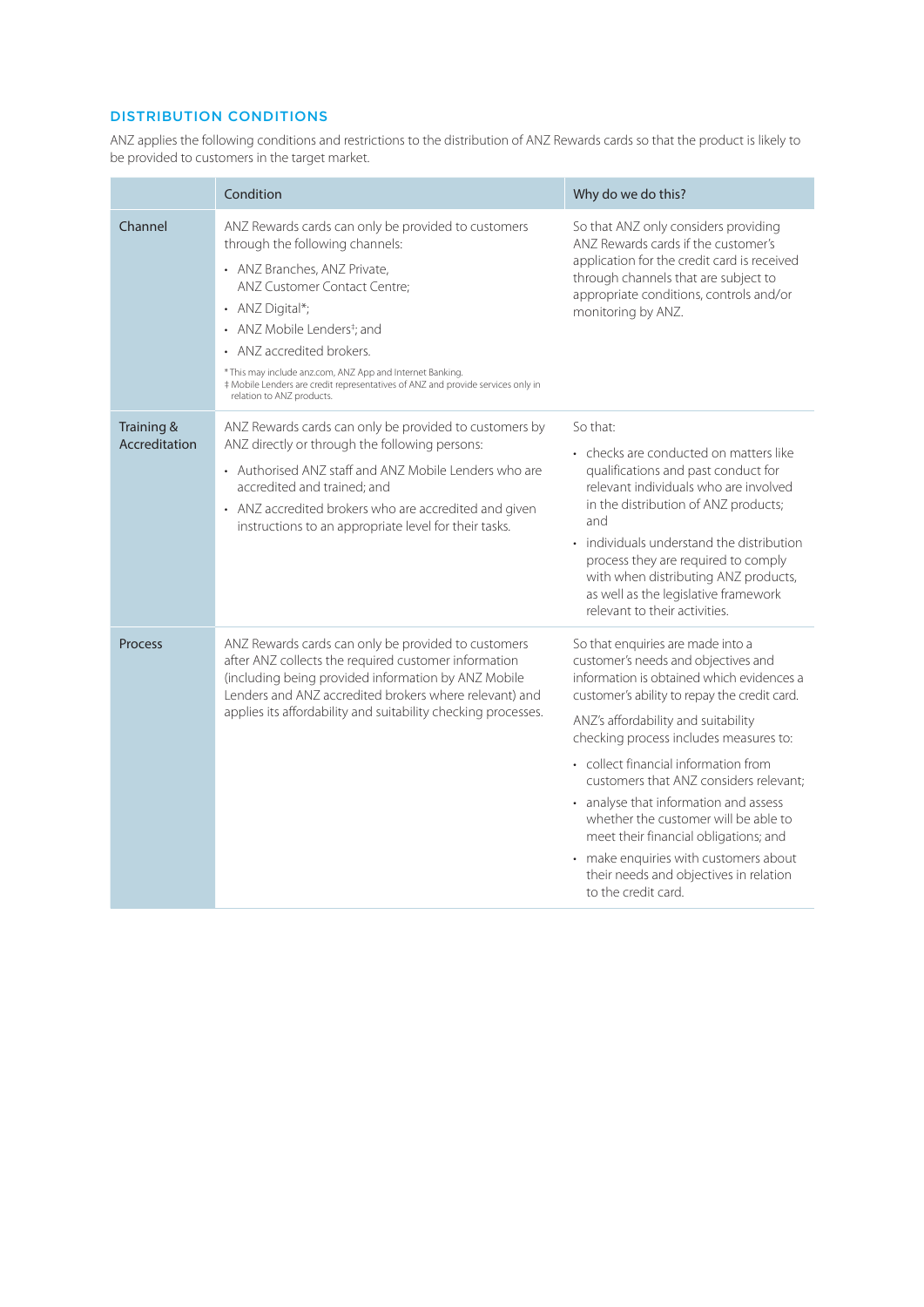## DISTRIBUTION CONDITIONS

ANZ applies the following conditions and restrictions to the distribution of ANZ Rewards cards so that the product is likely to be provided to customers in the target market.

| | Condition | Why do we do this? |
|---|---|---|
| Channel | ANZ Rewards cards can only be provided to customers through the following channels:<br>• ANZ Branches, ANZ Private, ANZ Customer Contact Centre;<br>• ANZ Digital*;<br>• ANZ Mobile Lenders‡; and<br>• ANZ accredited brokers.<br>* This may include anz.com, ANZ App and Internet Banking.<br>‡ Mobile Lenders are credit representatives of ANZ and provide services only in relation to ANZ products. | So that ANZ only considers providing ANZ Rewards cards if the customer's application for the credit card is received through channels that are subject to appropriate conditions, controls and/or monitoring by ANZ. |
| Training & Accreditation | ANZ Rewards cards can only be provided to customers by ANZ directly or through the following persons:<br>• Authorised ANZ staff and ANZ Mobile Lenders who are accredited and trained; and<br>• ANZ accredited brokers who are accredited and given instructions to an appropriate level for their tasks. | So that:<br>• checks are conducted on matters like qualifications and past conduct for relevant individuals who are involved in the distribution of ANZ products; and<br>• individuals understand the distribution process they are required to comply with when distributing ANZ products, as well as the legislative framework relevant to their activities. |
| Process | ANZ Rewards cards can only be provided to customers after ANZ collects the required customer information (including being provided information by ANZ Mobile Lenders and ANZ accredited brokers where relevant) and applies its affordability and suitability checking processes. | So that enquiries are made into a customer's needs and objectives and information is obtained which evidences a customer's ability to repay the credit card.<br>ANZ's affordability and suitability checking process includes measures to:<br>• collect financial information from customers that ANZ considers relevant;<br>• analyse that information and assess whether the customer will be able to meet their financial obligations; and<br>• make enquiries with customers about their needs and objectives in relation to the credit card. |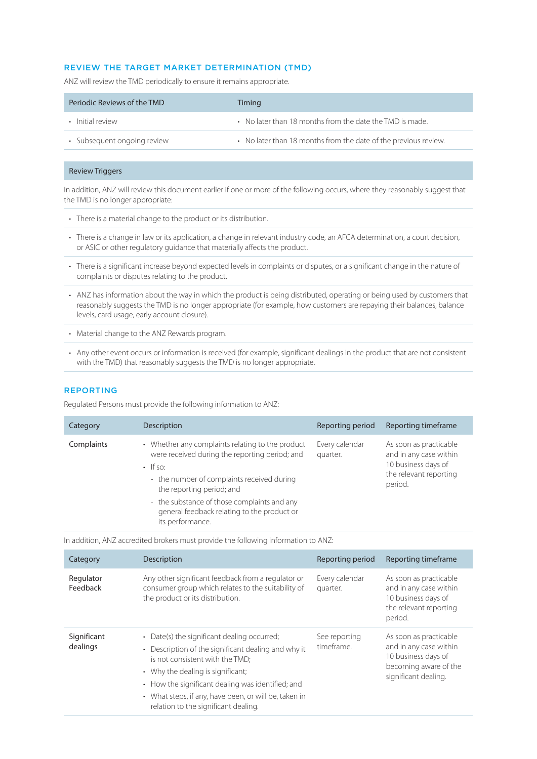## REVIEW THE TARGET MARKET DETERMINATION (TMD)

ANZ will review the TMD periodically to ensure it remains appropriate.

| Periodic Reviews of the TMD | Timing |
|---|---|
| • Initial review | • No later than 18 months from the date the TMD is made. |
| • Subsequent ongoing review | • No later than 18 months from the date of the previous review. |

**Review Triggers**

In addition, ANZ will review this document earlier if one or more of the following occurs, where they reasonably suggest that the TMD is no longer appropriate:

- There is a material change to the product or its distribution.
- There is a change in law or its application, a change in relevant industry code, an AFCA determination, a court decision, or ASIC or other regulatory guidance that materially affects the product.
- There is a significant increase beyond expected levels in complaints or disputes, or a significant change in the nature of complaints or disputes relating to the product.
- ANZ has information about the way in which the product is being distributed, operating or being used by customers that reasonably suggests the TMD is no longer appropriate (for example, how customers are repaying their balances, balance levels, card usage, early account closure).
- Material change to the ANZ Rewards program.
- Any other event occurs or information is received (for example, significant dealings in the product that are not consistent with the TMD) that reasonably suggests the TMD is no longer appropriate.

## REPORTING

Regulated Persons must provide the following information to ANZ:

| Category | Description | Reporting period | Reporting timeframe |
|---|---|---|---|
| Complaints | • Whether any complaints relating to the product were received during the reporting period; and<br>• If so:<br>- the number of complaints received during the reporting period; and<br>- the substance of those complaints and any general feedback relating to the product or its performance. | Every calendar quarter. | As soon as practicable and in any case within 10 business days of the relevant reporting period. |

In addition, ANZ accredited brokers must provide the following information to ANZ:

| Category | Description | Reporting period | Reporting timeframe |
|---|---|---|---|
| Regulator Feedback | Any other significant feedback from a regulator or consumer group which relates to the suitability of the product or its distribution. | Every calendar quarter. | As soon as practicable and in any case within 10 business days of the relevant reporting period. |
| Significant dealings | • Date(s) the significant dealing occurred;<br>• Description of the significant dealing and why it is not consistent with the TMD;<br>• Why the dealing is significant;<br>• How the significant dealing was identified; and<br>• What steps, if any, have been, or will be, taken in relation to the significant dealing. | See reporting timeframe. | As soon as practicable and in any case within 10 business days of becoming aware of the significant dealing. |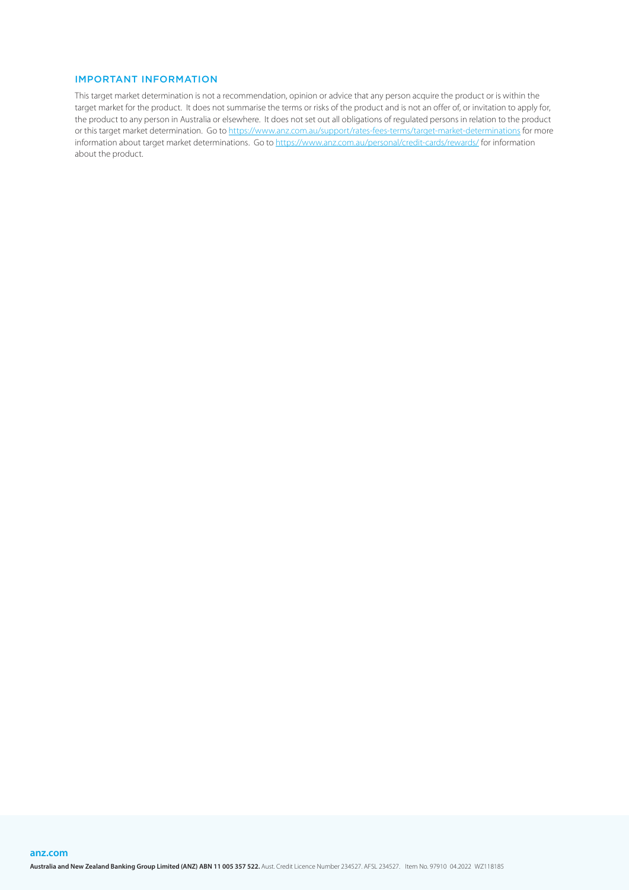## IMPORTANT INFORMATION

This target market determination is not a recommendation, opinion or advice that any person acquire the product or is within the target market for the product. It does not summarise the terms or risks of the product and is not an offer of, or invitation to apply for, the product to any person in Australia or elsewhere. It does not set out all obligations of regulated persons in relation to the product or this target market determination. Go to https://www.anz.com.au/support/rates-fees-terms/target-market-determinations for more information about target market determinations. Go to https://www.anz.com.au/personal/credit-cards/rewards/ for information about the product.

**anz.com**

**Australia and New Zealand Banking Group Limited (ANZ) ABN 11 005 357 522.** Aust. Credit Licence Number 234527. AFSL 234527. Item No. 97910 04.2022 WZ118185